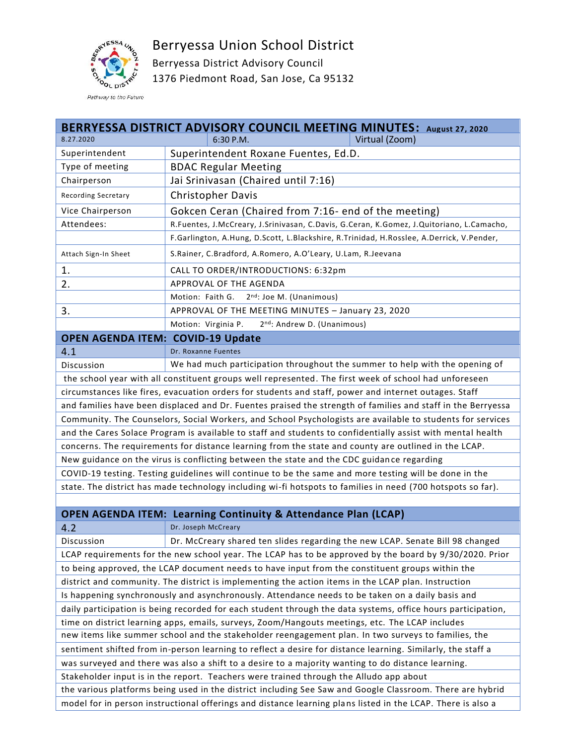# Berryessa Union School District

Berryessa District Advisory Council
1376 Piedmont Road, San Jose, Ca 95132

*Pathway to the Future*

## BERRYESSA DISTRICT ADVISORY COUNCIL MEETING MINUTES: August 27, 2020

| 8.27.2020 | 6:30 P.M. | Virtual (Zoom) |
|---|---|---|
| Superintendent | Superintendent Roxane Fuentes, Ed.D. | |
| Type of meeting | BDAC Regular Meeting | |
| Chairperson | Jai Srinivasan (Chaired until 7:16) | |
| Recording Secretary | Christopher Davis | |
| Vice Chairperson | Gokcen Ceran (Chaired from 7:16- end of the meeting) | |
| Attendees: | R.Fuentes, J.McCreary, J.Srinivasan, C.Davis, G.Ceran, K.Gomez, J.Quitoriano, L.Camacho, F.Garlington, A.Hung, D.Scott, L.Blackshire, R.Trinidad, H.Rosslee, A.Derrick, V.Pender, | |
| Attach Sign-In Sheet | S.Rainer, C.Bradford, A.Romero, A.O'Leary, U.Lam, R.Jeevana | |
| 1. | CALL TO ORDER/INTRODUCTIONS: 6:32pm | |
| 2. | APPROVAL OF THE AGENDA | |
| | Motion: Faith G. 2nd: Joe M. (Unanimous) | |
| 3. | APPROVAL OF THE MEETING MINUTES – January 23, 2020 | |
| | Motion: Virginia P. 2nd: Andrew D. (Unanimous) | |

### OPEN AGENDA ITEM: COVID-19 Update

| 4.1 | Dr. Roxanne Fuentes |
|---|---|
| Discussion | We had much participation throughout the summer to help with the opening of |

the school year with all constituent groups well represented. The first week of school had unforeseen circumstances like fires, evacuation orders for students and staff, power and internet outages. Staff and families have been displaced and Dr. Fuentes praised the strength of families and staff in the Berryessa Community. The Counselors, Social Workers, and School Psychologists are available to students for services and the Cares Solace Program is available to staff and students to confidentially assist with mental health concerns. The requirements for distance learning from the state and county are outlined in the LCAP. New guidance on the virus is conflicting between the state and the CDC guidance regarding COVID-19 testing. Testing guidelines will continue to be the same and more testing will be done in the state. The district has made technology including wi-fi hotspots to families in need (700 hotspots so far).

### OPEN AGENDA ITEM: Learning Continuity & Attendance Plan (LCAP)

| 4.2 | Dr. Joseph McCreary |
|---|---|
| Discussion | Dr. McCreary shared ten slides regarding the new LCAP. Senate Bill 98 changed |

LCAP requirements for the new school year. The LCAP has to be approved by the board by 9/30/2020. Prior to being approved, the LCAP document needs to have input from the constituent groups within the district and community. The district is implementing the action items in the LCAP plan. Instruction Is happening synchronously and asynchronously. Attendance needs to be taken on a daily basis and daily participation is being recorded for each student through the data systems, office hours participation, time on district learning apps, emails, surveys, Zoom/Hangouts meetings, etc. The LCAP includes new items like summer school and the stakeholder reengagement plan. In two surveys to families, the sentiment shifted from in-person learning to reflect a desire for distance learning. Similarly, the staff a was surveyed and there was also a shift to a desire to a majority wanting to do distance learning. Stakeholder input is in the report. Teachers were trained through the Alludo app about the various platforms being used in the district including See Saw and Google Classroom. There are hybrid model for in person instructional offerings and distance learning plans listed in the LCAP. There is also a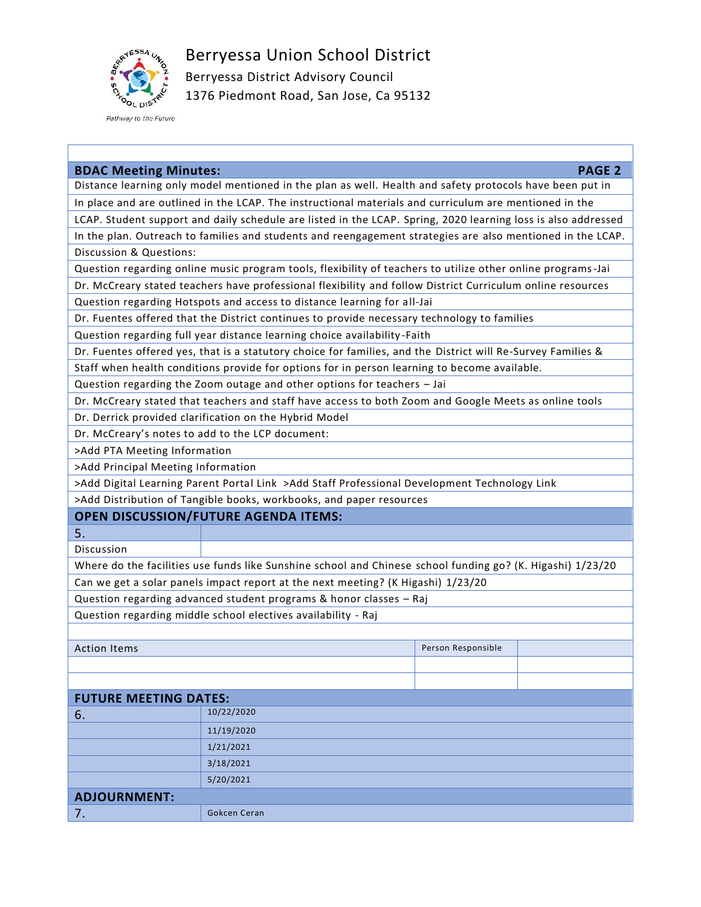Berryessa Union School District

Berryessa District Advisory Council

1376 Piedmont Road, San Jose, Ca 95132

Pathway to the Future

**BDAC Meeting Minutes:** **PAGE 2**

Distance learning only model mentioned in the plan as well. Health and safety protocols have been put in

In place and are outlined in the LCAP. The instructional materials and curriculum are mentioned in the

LCAP. Student support and daily schedule are listed in the LCAP. Spring, 2020 learning loss is also addressed

In the plan. Outreach to families and students and reengagement strategies are also mentioned in the LCAP.

Discussion & Questions:

Question regarding online music program tools, flexibility of teachers to utilize other online programs-Jai

Dr. McCreary stated teachers have professional flexibility and follow District Curriculum online resources

Question regarding Hotspots and access to distance learning for all-Jai

Dr. Fuentes offered that the District continues to provide necessary technology to families

Question regarding full year distance learning choice availability-Faith

Dr. Fuentes offered yes, that is a statutory choice for families, and the District will Re-Survey Families &

Staff when health conditions provide for options for in person learning to become available.

Question regarding the Zoom outage and other options for teachers – Jai

Dr. McCreary stated that teachers and staff have access to both Zoom and Google Meets as online tools

Dr. Derrick provided clarification on the Hybrid Model

Dr. McCreary's notes to add to the LCP document:

>Add PTA Meeting Information

>Add Principal Meeting Information

>Add Digital Learning Parent Portal Link >Add Staff Professional Development Technology Link

>Add Distribution of Tangible books, workbooks, and paper resources

## OPEN DISCUSSION/FUTURE AGENDA ITEMS:

5.

Discussion

Where do the facilities use funds like Sunshine school and Chinese school funding go? (K. Higashi) 1/23/20

Can we get a solar panels impact report at the next meeting? (K Higashi) 1/23/20

Question regarding advanced student programs & honor classes – Raj

Question regarding middle school electives availability - Raj

| Action Items | Person Responsible | |
|---|---|---|
| | | |
| | | |

## FUTURE MEETING DATES:

| | |
|---|---|
| 6. | 10/22/2020 |
| | 11/19/2020 |
| | 1/21/2021 |
| | 3/18/2021 |
| | 5/20/2021 |

## ADJOURNMENT:

| | |
|---|---|
| 7. | Gokcen Ceran |